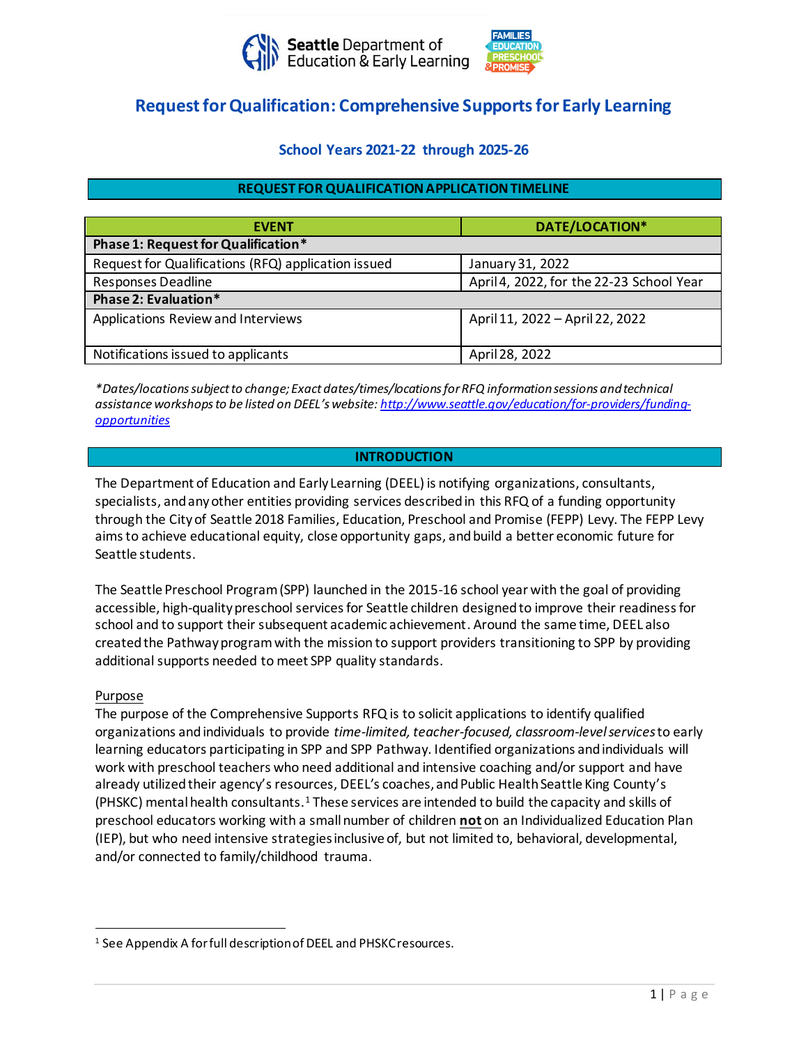Seattle Department of Education & Early Learning

# Request for Qualification: Comprehensive Supports for Early Learning

## School Years 2021-22 through 2025-26

### REQUEST FOR QUALIFICATION APPLICATION TIMELINE

| EVENT | DATE/LOCATION* |
|---|---|
| **Phase 1: Request for Qualification*** | |
| Request for Qualifications (RFQ) application issued | January 31, 2022 |
| Responses Deadline | April 4, 2022, for the 22-23 School Year |
| **Phase 2: Evaluation*** | |
| Applications Review and Interviews | April 11, 2022 – April 22, 2022 |
| Notifications issued to applicants | April 28, 2022 |

*\*Dates/locations subject to change; Exact dates/times/locations for RFQ information sessions and technical assistance workshops to be listed on DEEL's website: [http://www.seattle.gov/education/for-providers/funding-opportunities](http://www.seattle.gov/education/for-providers/funding-opportunities)*

### INTRODUCTION

The Department of Education and Early Learning (DEEL) is notifying organizations, consultants, specialists, and any other entities providing services described in this RFQ of a funding opportunity through the City of Seattle 2018 Families, Education, Preschool and Promise (FEPP) Levy. The FEPP Levy aims to achieve educational equity, close opportunity gaps, and build a better economic future for Seattle students.

The Seattle Preschool Program (SPP) launched in the 2015-16 school year with the goal of providing accessible, high-quality preschool services for Seattle children designed to improve their readiness for school and to support their subsequent academic achievement. Around the same time, DEEL also created the Pathway program with the mission to support providers transitioning to SPP by providing additional supports needed to meet SPP quality standards.

Purpose

The purpose of the Comprehensive Supports RFQ is to solicit applications to identify qualified organizations and individuals to provide *time-limited, teacher-focused, classroom-level services* to early learning educators participating in SPP and SPP Pathway. Identified organizations and individuals will work with preschool teachers who need additional and intensive coaching and/or support and have already utilized their agency's resources, DEEL's coaches, and Public Health Seattle King County's (PHSKC) mental health consultants.[1] These services are intended to build the capacity and skills of preschool educators working with a small number of children **not** on an Individualized Education Plan (IEP), but who need intensive strategies inclusive of, but not limited to, behavioral, developmental, and/or connected to family/childhood trauma.

[1] See Appendix A for full description of DEEL and PHSKC resources.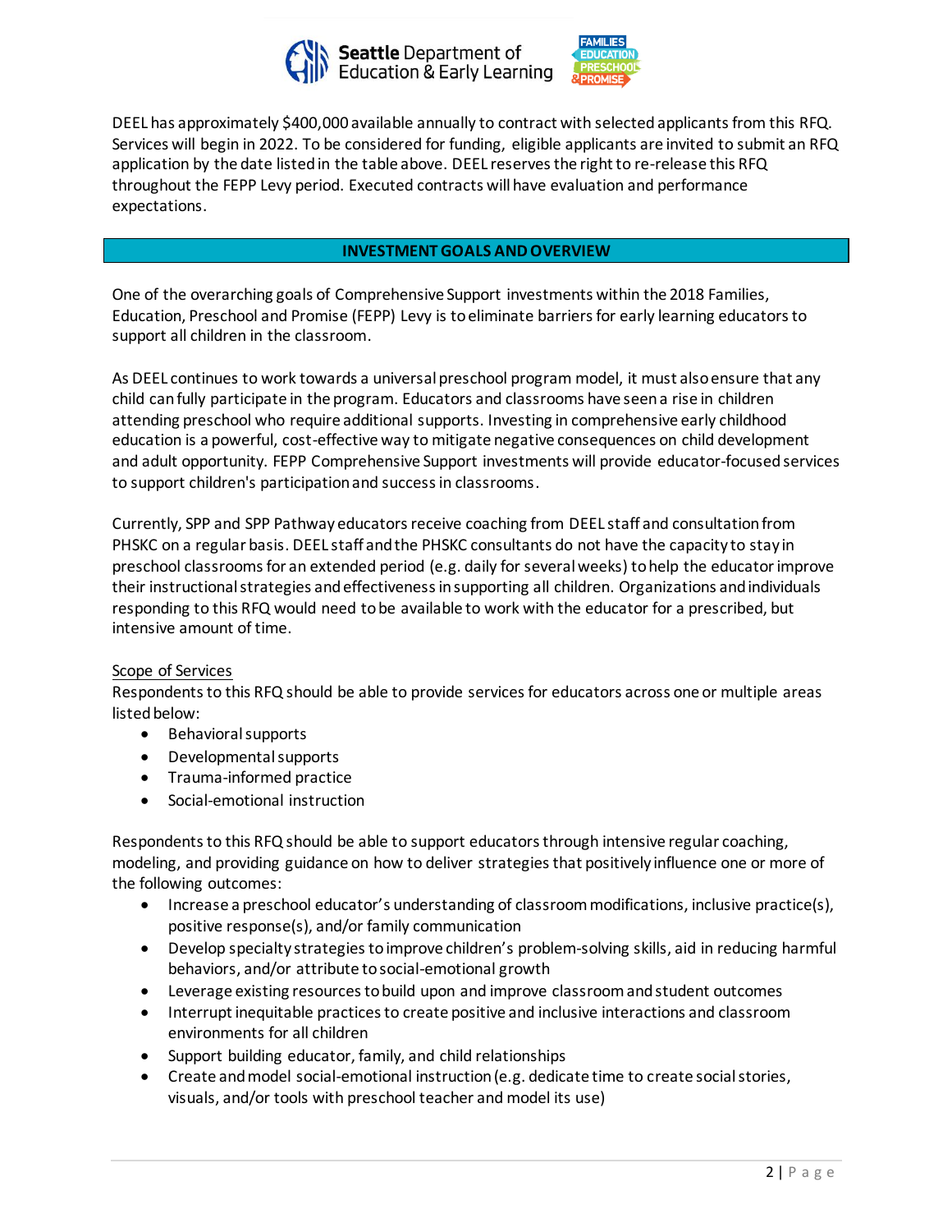DEEL has approximately $400,000 available annually to contract with selected applicants from this RFQ. Services will begin in 2022. To be considered for funding, eligible applicants are invited to submit an RFQ application by the date listed in the table above. DEEL reserves the right to re-release this RFQ throughout the FEPP Levy period. Executed contracts will have evaluation and performance expectations.

## INVESTMENT GOALS AND OVERVIEW

One of the overarching goals of Comprehensive Support investments within the 2018 Families, Education, Preschool and Promise (FEPP) Levy is to eliminate barriers for early learning educators to support all children in the classroom.

As DEEL continues to work towards a universal preschool program model, it must also ensure that any child can fully participate in the program. Educators and classrooms have seen a rise in children attending preschool who require additional supports. Investing in comprehensive early childhood education is a powerful, cost-effective way to mitigate negative consequences on child development and adult opportunity. FEPP Comprehensive Support investments will provide educator-focused services to support children's participation and success in classrooms.

Currently, SPP and SPP Pathway educators receive coaching from DEEL staff and consultation from PHSKC on a regular basis. DEEL staff and the PHSKC consultants do not have the capacity to stay in preschool classrooms for an extended period (e.g. daily for several weeks) to help the educator improve their instructional strategies and effectiveness in supporting all children. Organizations and individuals responding to this RFQ would need to be available to work with the educator for a prescribed, but intensive amount of time.

<u>Scope of Services</u>

Respondents to this RFQ should be able to provide services for educators across one or multiple areas listed below:

- Behavioral supports
- Developmental supports
- Trauma-informed practice
- Social-emotional instruction

Respondents to this RFQ should be able to support educators through intensive regular coaching, modeling, and providing guidance on how to deliver strategies that positively influence one or more of the following outcomes:

- Increase a preschool educator's understanding of classroom modifications, inclusive practice(s), positive response(s), and/or family communication
- Develop specialty strategies to improve children's problem-solving skills, aid in reducing harmful behaviors, and/or attribute to social-emotional growth
- Leverage existing resources to build upon and improve classroom and student outcomes
- Interrupt inequitable practices to create positive and inclusive interactions and classroom environments for all children
- Support building educator, family, and child relationships
- Create and model social-emotional instruction (e.g. dedicate time to create social stories, visuals, and/or tools with preschool teacher and model its use)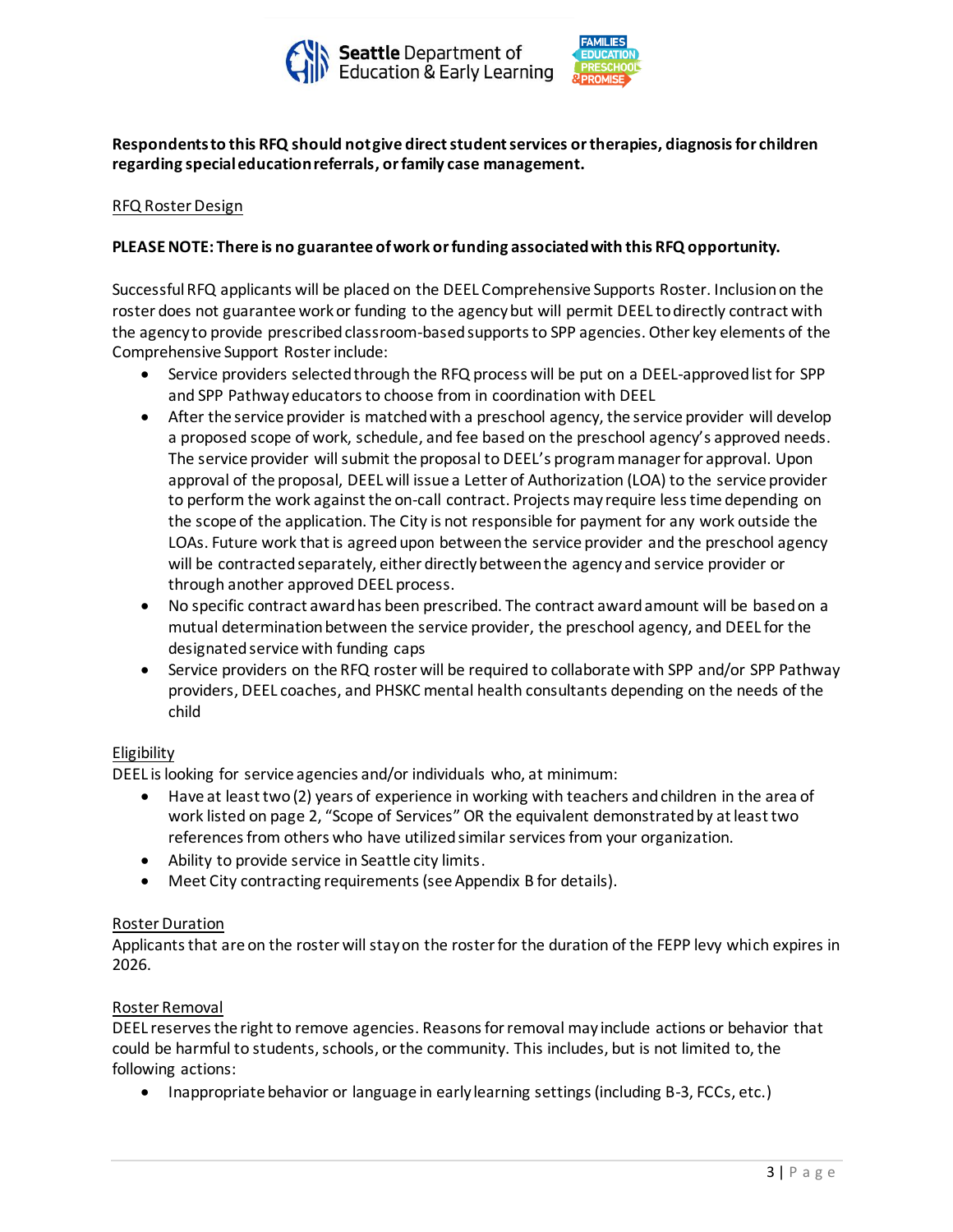**Respondents to this RFQ should not give direct student services or therapies, diagnosis for children regarding special education referrals, or family case management.**

RFQ Roster Design

**PLEASE NOTE: There is no guarantee of work or funding associated with this RFQ opportunity.**

Successful RFQ applicants will be placed on the DEEL Comprehensive Supports Roster. Inclusion on the roster does not guarantee work or funding to the agency but will permit DEEL to directly contract with the agency to provide prescribed classroom-based supports to SPP agencies. Other key elements of the Comprehensive Support Roster include:

- Service providers selected through the RFQ process will be put on a DEEL-approved list for SPP and SPP Pathway educators to choose from in coordination with DEEL
- After the service provider is matched with a preschool agency, the service provider will develop a proposed scope of work, schedule, and fee based on the preschool agency's approved needs. The service provider will submit the proposal to DEEL's program manager for approval. Upon approval of the proposal, DEEL will issue a Letter of Authorization (LOA) to the service provider to perform the work against the on-call contract. Projects may require less time depending on the scope of the application. The City is not responsible for payment for any work outside the LOAs. Future work that is agreed upon between the service provider and the preschool agency will be contracted separately, either directly between the agency and service provider or through another approved DEEL process.
- No specific contract award has been prescribed. The contract award amount will be based on a mutual determination between the service provider, the preschool agency, and DEEL for the designated service with funding caps
- Service providers on the RFQ roster will be required to collaborate with SPP and/or SPP Pathway providers, DEEL coaches, and PHSKC mental health consultants depending on the needs of the child

Eligibility

DEEL is looking for service agencies and/or individuals who, at minimum:

- Have at least two (2) years of experience in working with teachers and children in the area of work listed on page 2, "Scope of Services" OR the equivalent demonstrated by at least two references from others who have utilized similar services from your organization.
- Ability to provide service in Seattle city limits.
- Meet City contracting requirements (see Appendix B for details).

Roster Duration

Applicants that are on the roster will stay on the roster for the duration of the FEPP levy which expires in 2026.

Roster Removal

DEEL reserves the right to remove agencies. Reasons for removal may include actions or behavior that could be harmful to students, schools, or the community. This includes, but is not limited to, the following actions:

- Inappropriate behavior or language in early learning settings (including B-3, FCCs, etc.)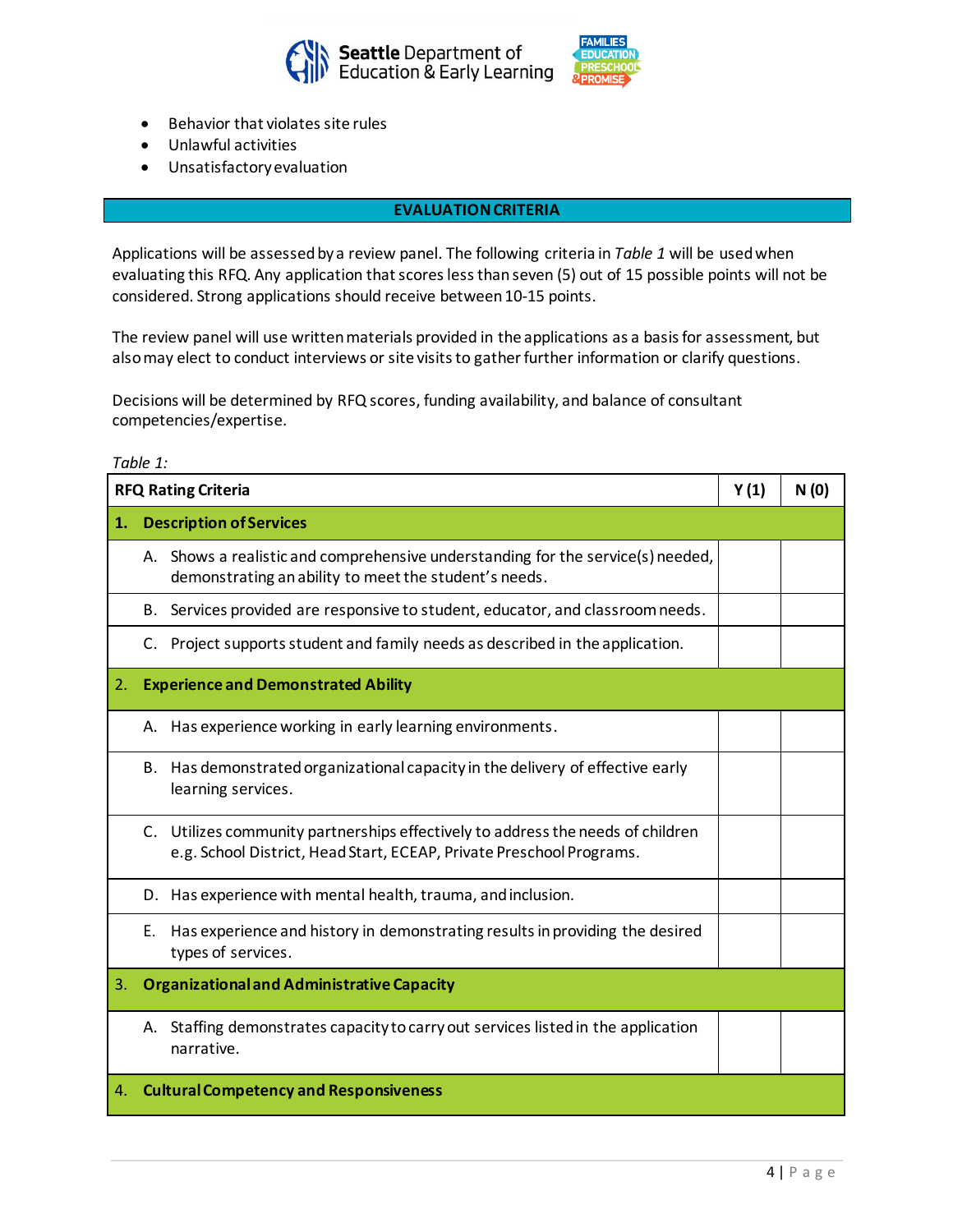- Behavior that violates site rules
- Unlawful activities
- Unsatisfactory evaluation

## EVALUATION CRITERIA

Applications will be assessed by a review panel. The following criteria in *Table 1* will be used when evaluating this RFQ. Any application that scores less than seven (5) out of 15 possible points will not be considered. Strong applications should receive between 10-15 points.

The review panel will use written materials provided in the applications as a basis for assessment, but also may elect to conduct interviews or site visits to gather further information or clarify questions.

Decisions will be determined by RFQ scores, funding availability, and balance of consultant competencies/expertise.

*Table 1:*

| RFQ Rating Criteria | Y (1) | N (0) |
|---|---|---|
| **1. Description of Services** | | |
| A. Shows a realistic and comprehensive understanding for the service(s) needed, demonstrating an ability to meet the student's needs. | | |
| B. Services provided are responsive to student, educator, and classroom needs. | | |
| C. Project supports student and family needs as described in the application. | | |
| **2. Experience and Demonstrated Ability** | | |
| A. Has experience working in early learning environments. | | |
| B. Has demonstrated organizational capacity in the delivery of effective early learning services. | | |
| C. Utilizes community partnerships effectively to address the needs of children e.g. School District, Head Start, ECEAP, Private Preschool Programs. | | |
| D. Has experience with mental health, trauma, and inclusion. | | |
| E. Has experience and history in demonstrating results in providing the desired types of services. | | |
| **3. Organizational and Administrative Capacity** | | |
| A. Staffing demonstrates capacity to carry out services listed in the application narrative. | | |
| **4. Cultural Competency and Responsiveness** | | |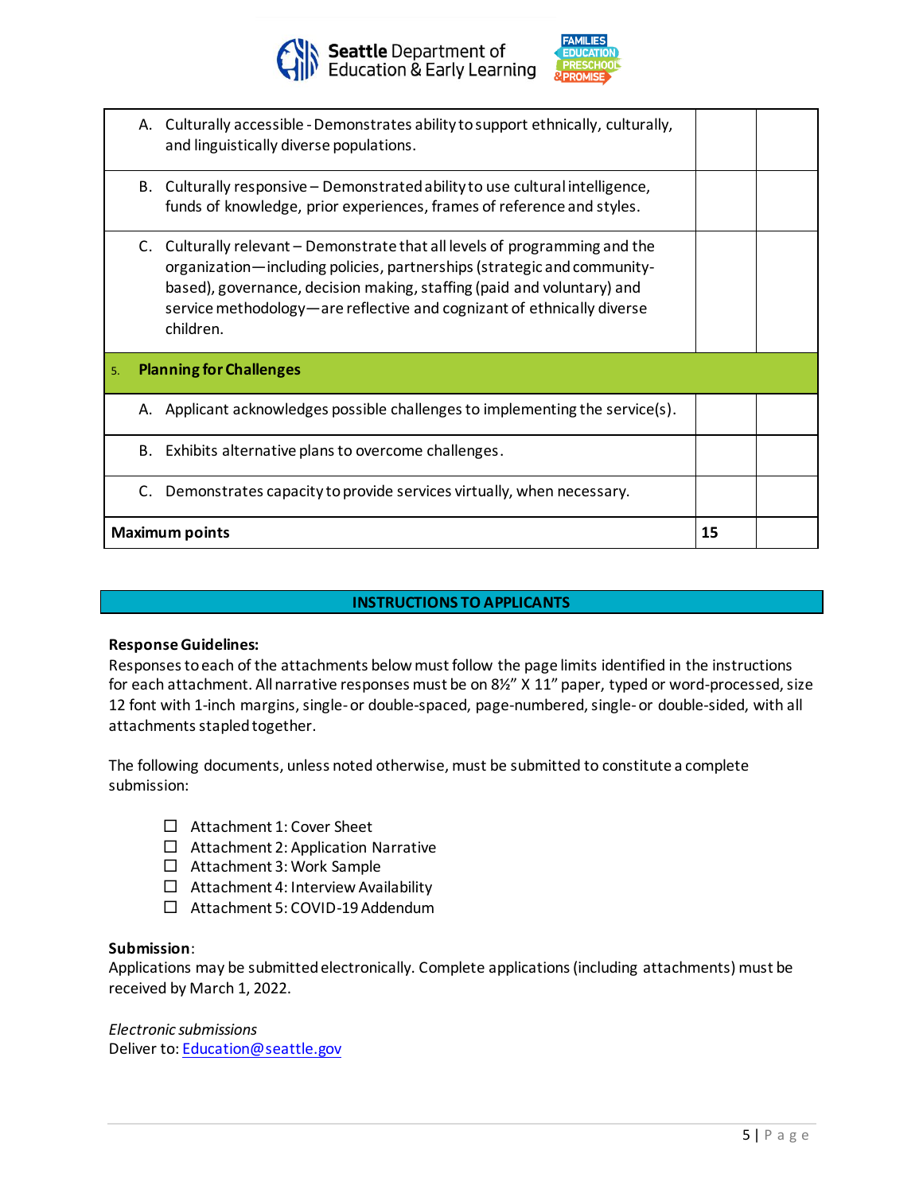| | | |
|---|---|---|
| A. Culturally accessible - Demonstrates ability to support ethnically, culturally, and linguistically diverse populations. | | |
| B. Culturally responsive – Demonstrated ability to use cultural intelligence, funds of knowledge, prior experiences, frames of reference and styles. | | |
| C. Culturally relevant – Demonstrate that all levels of programming and the organization—including policies, partnerships (strategic and community-based), governance, decision making, staffing (paid and voluntary) and service methodology—are reflective and cognizant of ethnically diverse children. | | |
| 5. **Planning for Challenges** | | |
| A. Applicant acknowledges possible challenges to implementing the service(s). | | |
| B. Exhibits alternative plans to overcome challenges. | | |
| C. Demonstrates capacity to provide services virtually, when necessary. | | |
| **Maximum points** | **15** | |

## INSTRUCTIONS TO APPLICANTS

**Response Guidelines:**
Responses to each of the attachments below must follow the page limits identified in the instructions for each attachment. All narrative responses must be on 8½" X 11" paper, typed or word-processed, size 12 font with 1-inch margins, single- or double-spaced, page-numbered, single- or double-sided, with all attachments stapled together.

The following documents, unless noted otherwise, must be submitted to constitute a complete submission:

- ☐ Attachment 1: Cover Sheet
- ☐ Attachment 2: Application Narrative
- ☐ Attachment 3: Work Sample
- ☐ Attachment 4: Interview Availability
- ☐ Attachment 5: COVID-19 Addendum

**Submission**:
Applications may be submitted electronically. Complete applications (including attachments) must be received by March 1, 2022.

*Electronic submissions*
Deliver to: Education@seattle.gov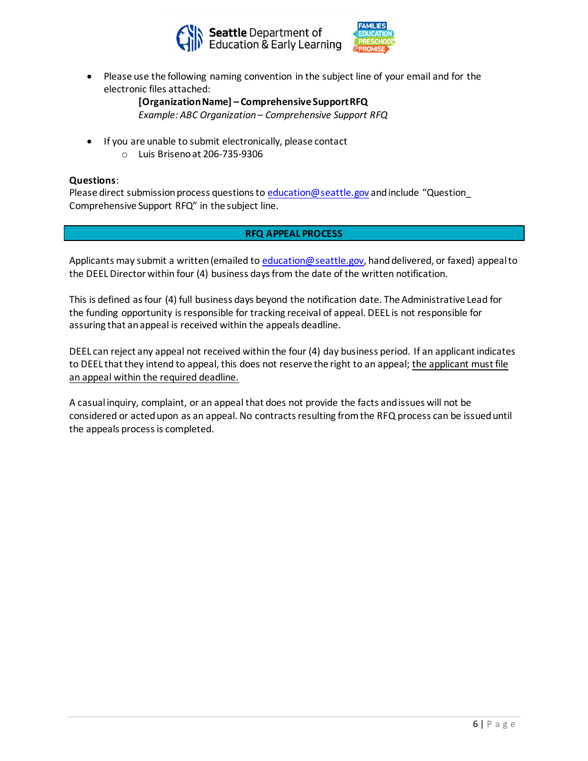- Please use the following naming convention in the subject line of your email and for the electronic files attached:

  **[Organization Name] – Comprehensive Support RFQ**

  *Example: ABC Organization – Comprehensive Support RFQ*

- If you are unable to submit electronically, please contact
  - Luis Briseno at 206-735-9306

**Questions**:
Please direct submission process questions to education@seattle.gov and include "Question_ Comprehensive Support RFQ" in the subject line.

## RFQ APPEAL PROCESS

Applicants may submit a written (emailed to education@seattle.gov, hand delivered, or faxed) appeal to the DEEL Director within four (4) business days from the date of the written notification.

This is defined as four (4) full business days beyond the notification date. The Administrative Lead for the funding opportunity is responsible for tracking receival of appeal. DEEL is not responsible for assuring that an appeal is received within the appeals deadline.

DEEL can reject any appeal not received within the four (4) day business period. If an applicant indicates to DEEL that they intend to appeal, this does not reserve the right to an appeal; the applicant must file an appeal within the required deadline.

A casual inquiry, complaint, or an appeal that does not provide the facts and issues will not be considered or acted upon as an appeal. No contracts resulting from the RFQ process can be issued until the appeals process is completed.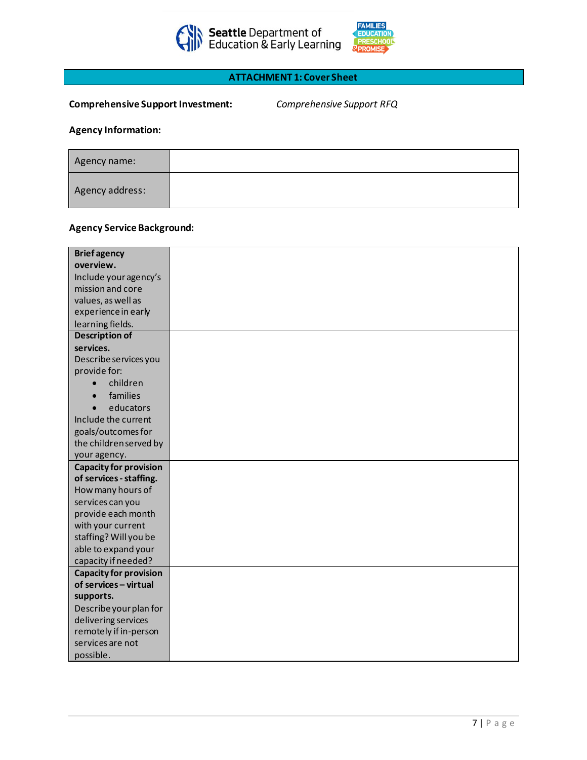## ATTACHMENT 1: Cover Sheet

**Comprehensive Support Investment:** *Comprehensive Support RFQ*

**Agency Information:**

| Agency name: | |
|---|---|
| Agency address: | |

**Agency Service Background:**

| | |
|---|---|
| **Brief agency overview.** Include your agency's mission and core values, as well as experience in early learning fields. | |
| **Description of services.** Describe services you provide for: <br>• children <br>• families <br>• educators <br>Include the current goals/outcomes for the children served by your agency. | |
| **Capacity for provision of services - staffing.** How many hours of services can you provide each month with your current staffing? Will you be able to expand your capacity if needed? | |
| **Capacity for provision of services – virtual supports.** Describe your plan for delivering services remotely if in-person services are not possible. | |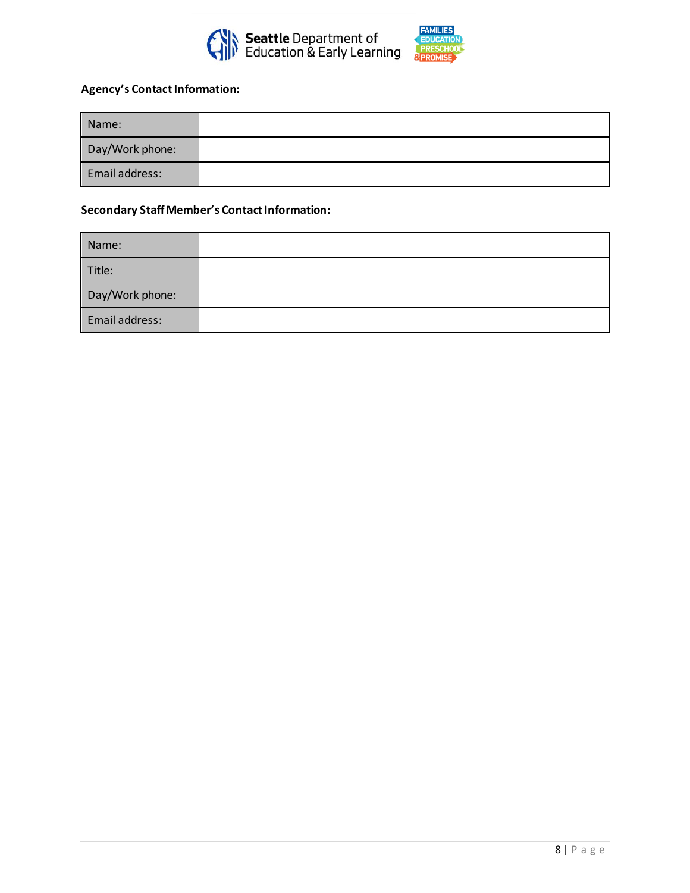**Agency's Contact Information:**

| Name: | |
|---|---|
| Day/Work phone: | |
| Email address: | |

**Secondary Staff Member's Contact Information:**

| Name: | |
|---|---|
| Title: | |
| Day/Work phone: | |
| Email address: | |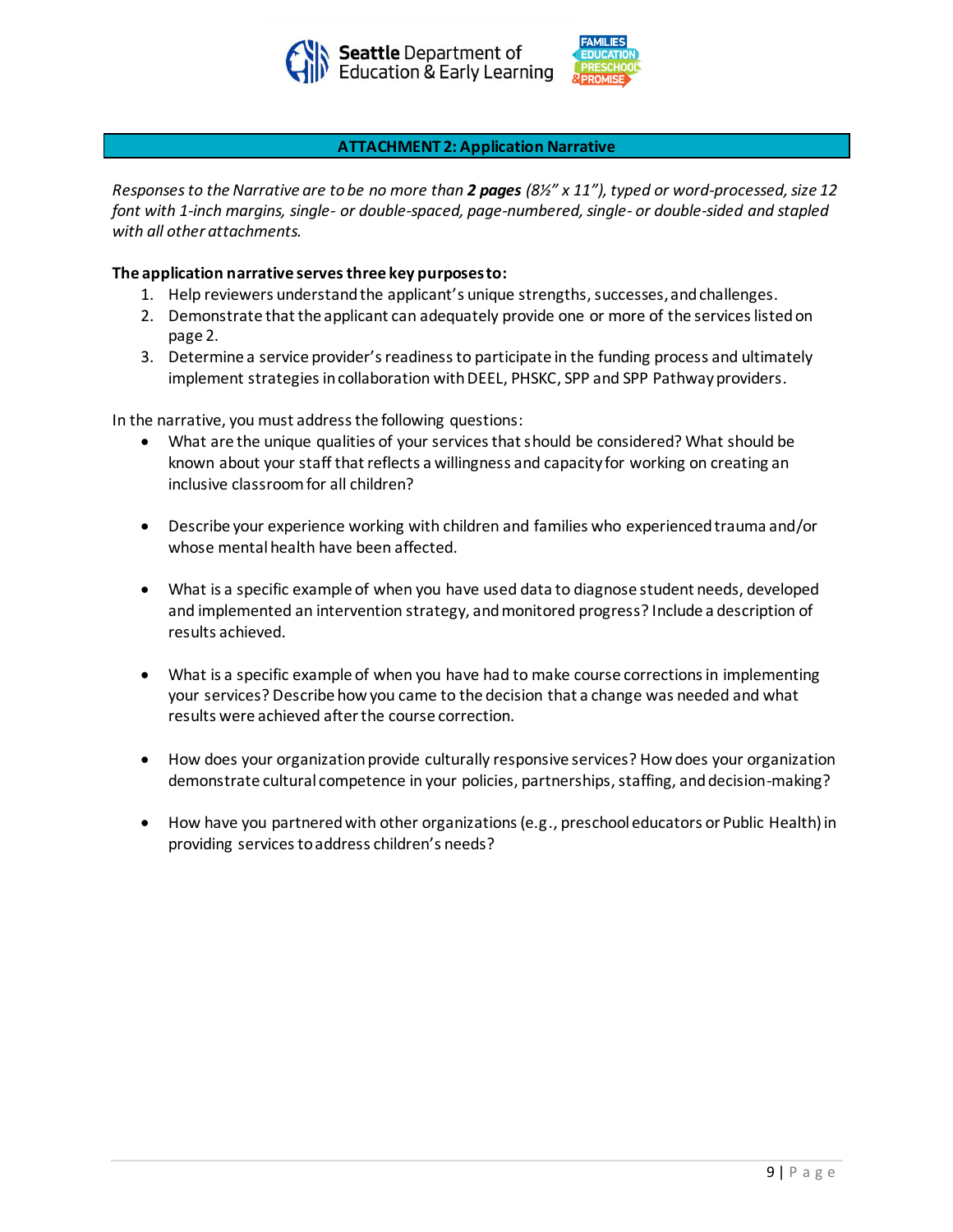## ATTACHMENT 2: Application Narrative

*Responses to the Narrative are to be no more than **2 pages** (8½" x 11"), typed or word-processed, size 12 font with 1-inch margins, single- or double-spaced, page-numbered, single- or double-sided and stapled with all other attachments.*

**The application narrative serves three key purposes to:**

1. Help reviewers understand the applicant's unique strengths, successes, and challenges.
2. Demonstrate that the applicant can adequately provide one or more of the services listed on page 2.
3. Determine a service provider's readiness to participate in the funding process and ultimately implement strategies in collaboration with DEEL, PHSKC, SPP and SPP Pathway providers.

In the narrative, you must address the following questions:

- What are the unique qualities of your services that should be considered? What should be known about your staff that reflects a willingness and capacity for working on creating an inclusive classroom for all children?
- Describe your experience working with children and families who experienced trauma and/or whose mental health have been affected.
- What is a specific example of when you have used data to diagnose student needs, developed and implemented an intervention strategy, and monitored progress? Include a description of results achieved.
- What is a specific example of when you have had to make course corrections in implementing your services? Describe how you came to the decision that a change was needed and what results were achieved after the course correction.
- How does your organization provide culturally responsive services? How does your organization demonstrate cultural competence in your policies, partnerships, staffing, and decision-making?
- How have you partnered with other organizations (e.g., preschool educators or Public Health) in providing services to address children's needs?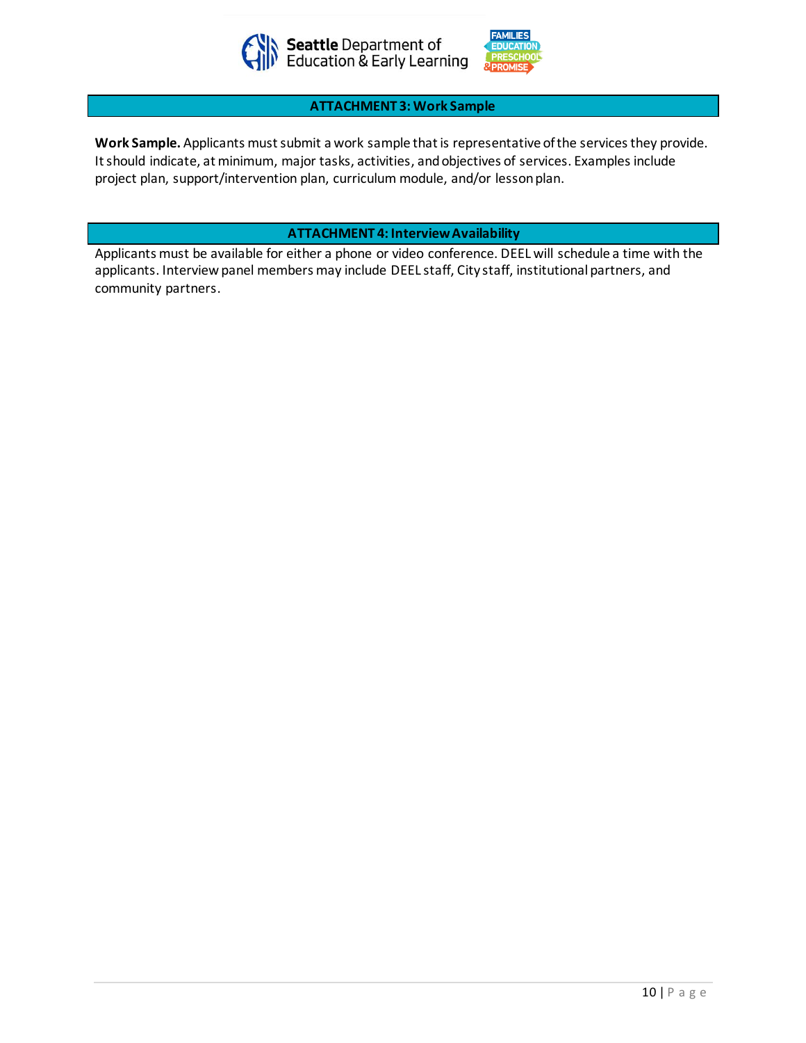## ATTACHMENT 3: Work Sample

**Work Sample.** Applicants must submit a work sample that is representative of the services they provide. It should indicate, at minimum, major tasks, activities, and objectives of services. Examples include project plan, support/intervention plan, curriculum module, and/or lesson plan.

## ATTACHMENT 4: Interview Availability

Applicants must be available for either a phone or video conference. DEEL will schedule a time with the applicants. Interview panel members may include DEEL staff, City staff, institutional partners, and community partners.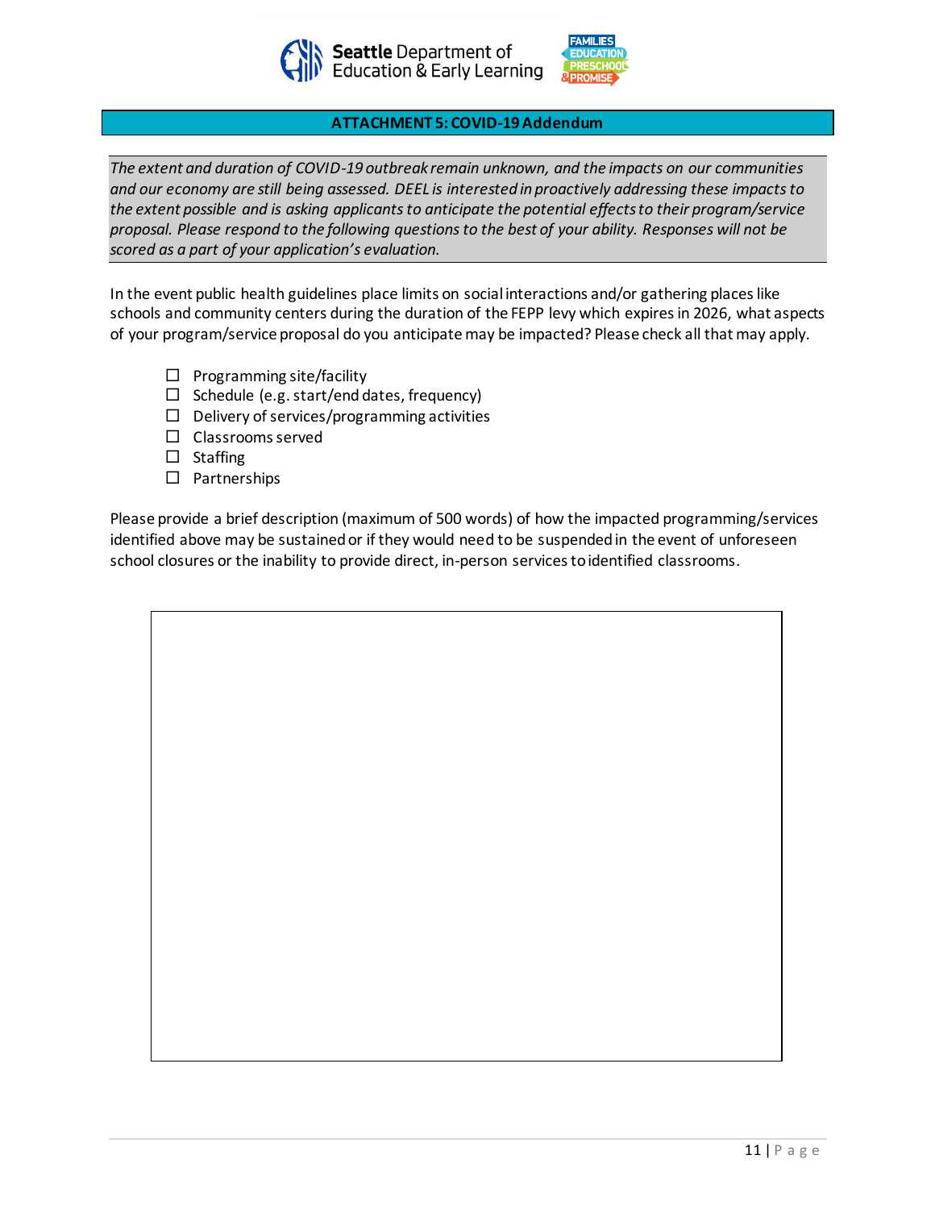## ATTACHMENT 5: COVID-19 Addendum

*The extent and duration of COVID-19 outbreak remain unknown, and the impacts on our communities and our economy are still being assessed. DEEL is interested in proactively addressing these impacts to the extent possible and is asking applicants to anticipate the potential effects to their program/service proposal. Please respond to the following questions to the best of your ability. Responses will not be scored as a part of your application's evaluation.*

In the event public health guidelines place limits on social interactions and/or gathering places like schools and community centers during the duration of the FEPP levy which expires in 2026, what aspects of your program/service proposal do you anticipate may be impacted? Please check all that may apply.

- ☐ Programming site/facility
- ☐ Schedule (e.g. start/end dates, frequency)
- ☐ Delivery of services/programming activities
- ☐ Classrooms served
- ☐ Staffing
- ☐ Partnerships

Please provide a brief description (maximum of 500 words) of how the impacted programming/services identified above may be sustained or if they would need to be suspended in the event of unforeseen school closures or the inability to provide direct, in-person services to identified classrooms.

| |
|---|
| |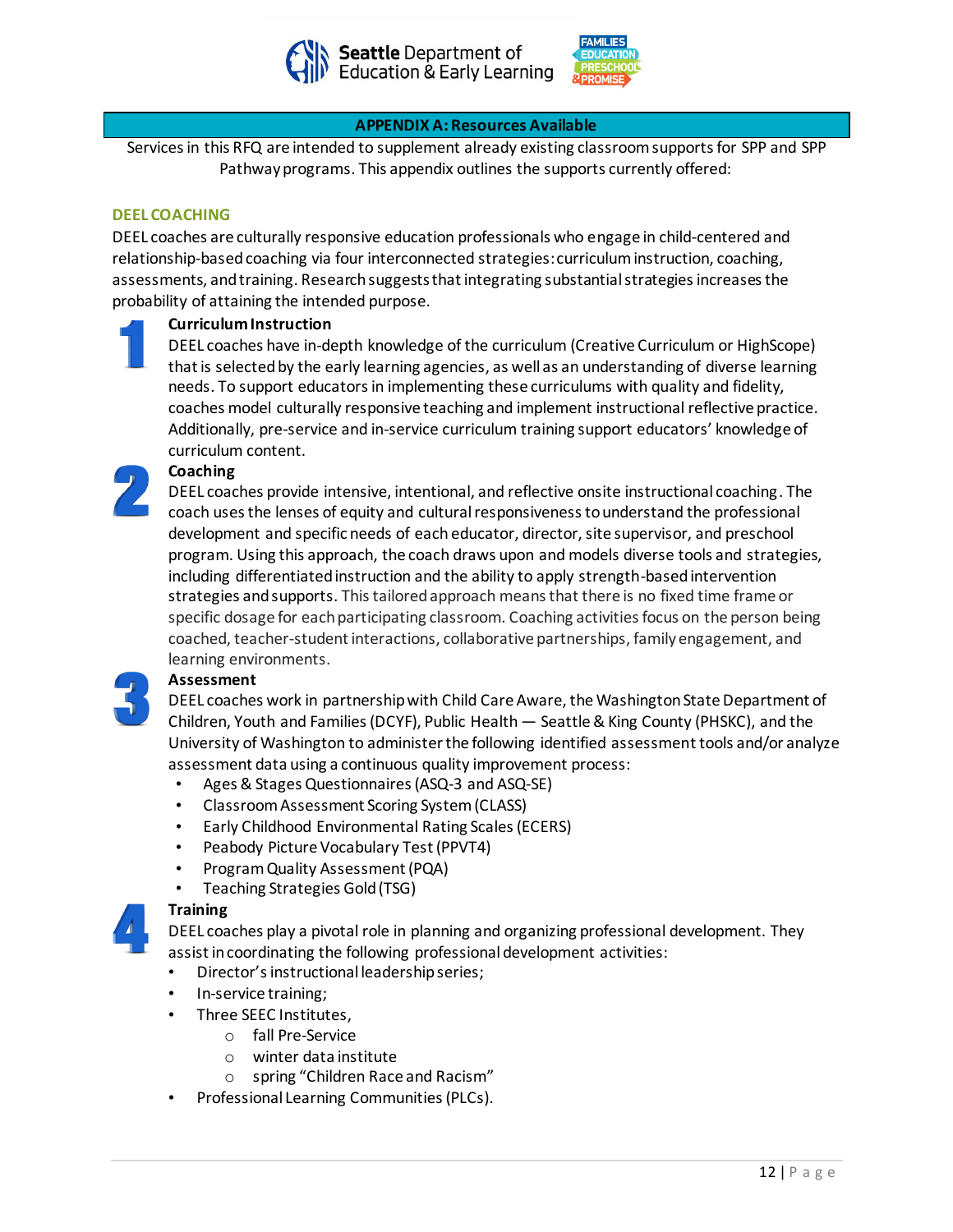## APPENDIX A: Resources Available

Services in this RFQ are intended to supplement already existing classroom supports for SPP and SPP Pathway programs. This appendix outlines the supports currently offered:

### DEEL COACHING

DEEL coaches are culturally responsive education professionals who engage in child-centered and relationship-based coaching via four interconnected strategies: curriculum instruction, coaching, assessments, and training. Research suggests that integrating substantial strategies increases the probability of attaining the intended purpose.

1. **Curriculum Instruction**
   DEEL coaches have in-depth knowledge of the curriculum (Creative Curriculum or HighScope) that is selected by the early learning agencies, as well as an understanding of diverse learning needs. To support educators in implementing these curriculums with quality and fidelity, coaches model culturally responsive teaching and implement instructional reflective practice. Additionally, pre-service and in-service curriculum training support educators' knowledge of curriculum content.

2. **Coaching**
   DEEL coaches provide intensive, intentional, and reflective onsite instructional coaching. The coach uses the lenses of equity and cultural responsiveness to understand the professional development and specific needs of each educator, director, site supervisor, and preschool program. Using this approach, the coach draws upon and models diverse tools and strategies, including differentiated instruction and the ability to apply strength-based intervention strategies and supports. This tailored approach means that there is no fixed time frame or specific dosage for each participating classroom. Coaching activities focus on the person being coached, teacher-student interactions, collaborative partnerships, family engagement, and learning environments.

3. **Assessment**
   DEEL coaches work in partnership with Child Care Aware, the Washington State Department of Children, Youth and Families (DCYF), Public Health — Seattle & King County (PHSKC), and the University of Washington to administer the following identified assessment tools and/or analyze assessment data using a continuous quality improvement process:
   - Ages & Stages Questionnaires (ASQ-3 and ASQ-SE)
   - Classroom Assessment Scoring System (CLASS)
   - Early Childhood Environmental Rating Scales (ECERS)
   - Peabody Picture Vocabulary Test (PPVT4)
   - Program Quality Assessment (PQA)
   - Teaching Strategies Gold (TSG)

4. **Training**
   DEEL coaches play a pivotal role in planning and organizing professional development. They assist in coordinating the following professional development activities:
   - Director's instructional leadership series;
   - In-service training;
   - Three SEEC Institutes,
     - fall Pre-Service
     - winter data institute
     - spring "Children Race and Racism"
   - Professional Learning Communities (PLCs).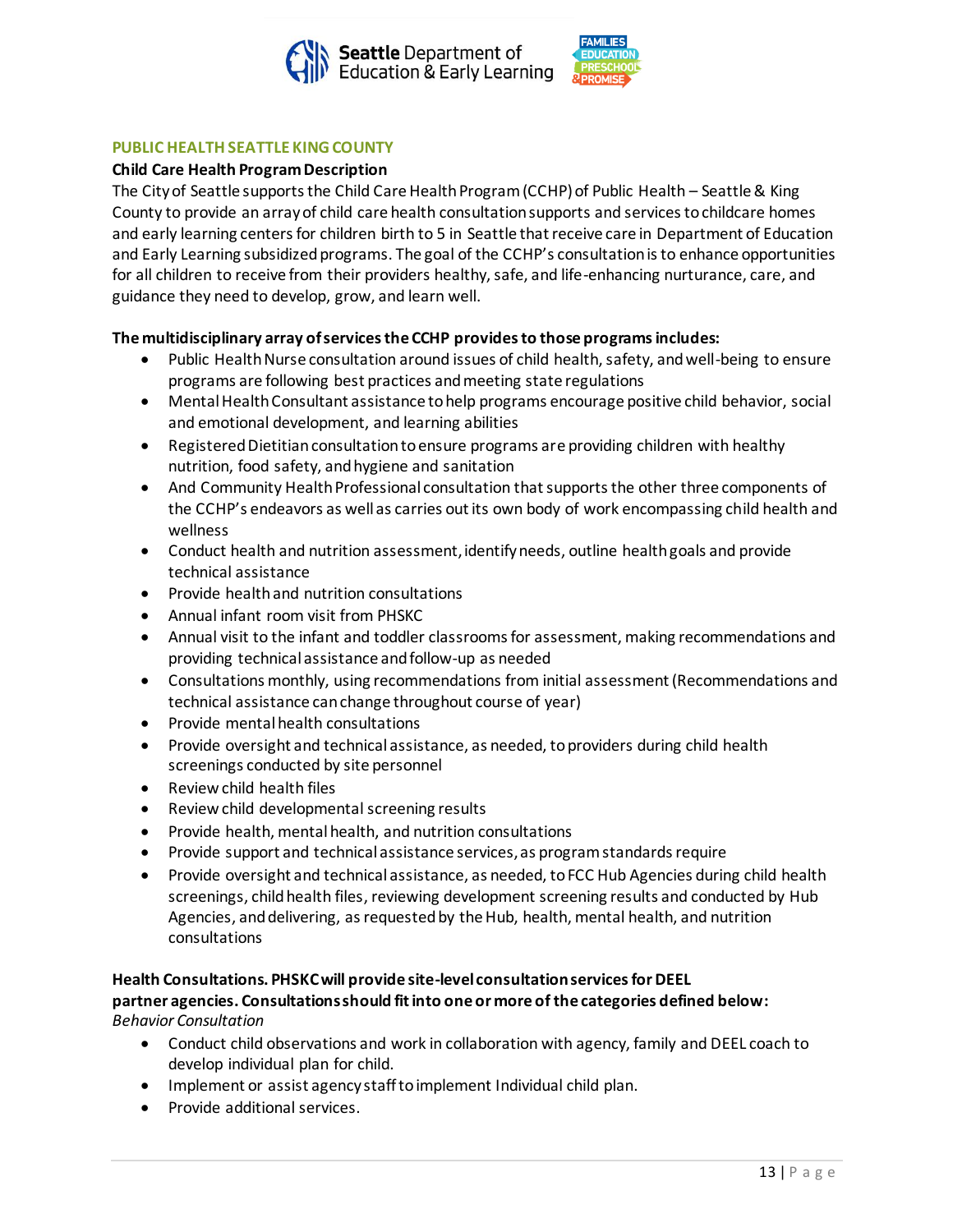## PUBLIC HEALTH SEATTLE KING COUNTY

### Child Care Health Program Description

The City of Seattle supports the Child Care Health Program (CCHP) of Public Health – Seattle & King County to provide an array of child care health consultation supports and services to childcare homes and early learning centers for children birth to 5 in Seattle that receive care in Department of Education and Early Learning subsidized programs. The goal of the CCHP's consultation is to enhance opportunities for all children to receive from their providers healthy, safe, and life-enhancing nurturance, care, and guidance they need to develop, grow, and learn well.

**The multidisciplinary array of services the CCHP provides to those programs includes:**

- Public Health Nurse consultation around issues of child health, safety, and well-being to ensure programs are following best practices and meeting state regulations
- Mental Health Consultant assistance to help programs encourage positive child behavior, social and emotional development, and learning abilities
- Registered Dietitian consultation to ensure programs are providing children with healthy nutrition, food safety, and hygiene and sanitation
- And Community Health Professional consultation that supports the other three components of the CCHP's endeavors as well as carries out its own body of work encompassing child health and wellness
- Conduct health and nutrition assessment, identify needs, outline health goals and provide technical assistance
- Provide health and nutrition consultations
- Annual infant room visit from PHSKC
- Annual visit to the infant and toddler classrooms for assessment, making recommendations and providing technical assistance and follow-up as needed
- Consultations monthly, using recommendations from initial assessment (Recommendations and technical assistance can change throughout course of year)
- Provide mental health consultations
- Provide oversight and technical assistance, as needed, to providers during child health screenings conducted by site personnel
- Review child health files
- Review child developmental screening results
- Provide health, mental health, and nutrition consultations
- Provide support and technical assistance services, as program standards require
- Provide oversight and technical assistance, as needed, to FCC Hub Agencies during child health screenings, child health files, reviewing development screening results and conducted by Hub Agencies, and delivering, as requested by the Hub, health, mental health, and nutrition consultations

**Health Consultations. PHSKC will provide site-level consultation services for DEEL partner agencies. Consultations should fit into one or more of the categories defined below:**

*Behavior Consultation*

- Conduct child observations and work in collaboration with agency, family and DEEL coach to develop individual plan for child.
- Implement or assist agency staff to implement Individual child plan.
- Provide additional services.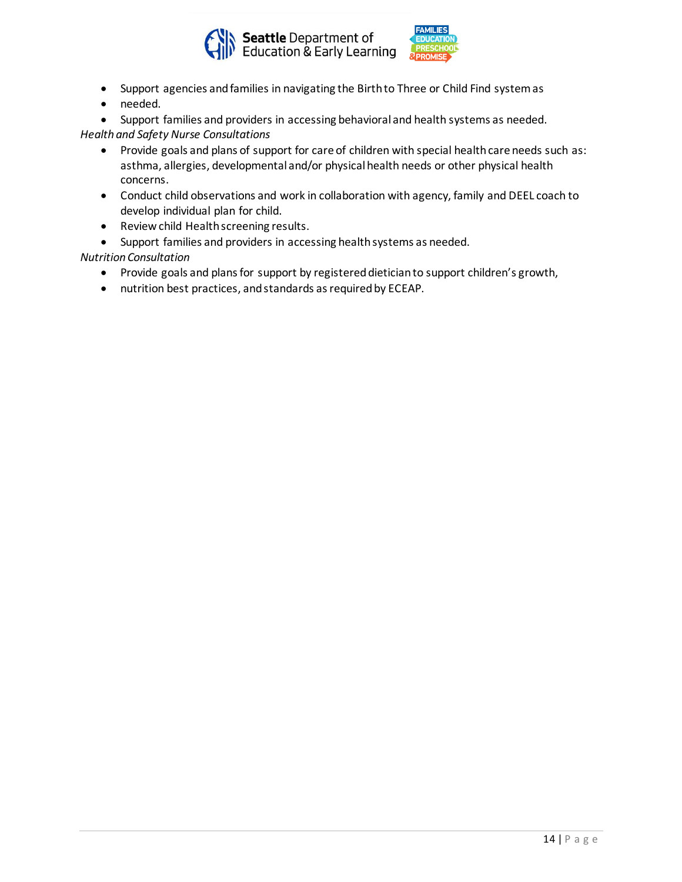- Support agencies and families in navigating the Birth to Three or Child Find system as
- needed.
- Support families and providers in accessing behavioral and health systems as needed.

*Health and Safety Nurse Consultations*

- Provide goals and plans of support for care of children with special health care needs such as: asthma, allergies, developmental and/or physical health needs or other physical health concerns.
- Conduct child observations and work in collaboration with agency, family and DEEL coach to develop individual plan for child.
- Review child Health screening results.
- Support families and providers in accessing health systems as needed.

*Nutrition Consultation*

- Provide goals and plans for support by registered dietician to support children's growth,
- nutrition best practices, and standards as required by ECEAP.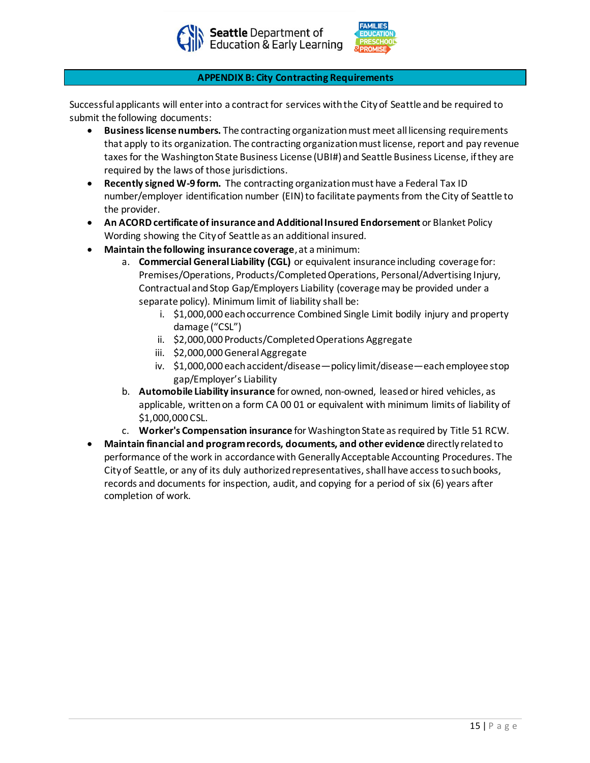## APPENDIX B: City Contracting Requirements

Successful applicants will enter into a contract for services with the City of Seattle and be required to submit the following documents:

- **Business license numbers.** The contracting organization must meet all licensing requirements that apply to its organization. The contracting organization must license, report and pay revenue taxes for the Washington State Business License (UBI#) and Seattle Business License, if they are required by the laws of those jurisdictions.
- **Recently signed W-9 form.** The contracting organization must have a Federal Tax ID number/employer identification number (EIN) to facilitate payments from the City of Seattle to the provider.
- **An ACORD certificate of insurance and Additional Insured Endorsement** or Blanket Policy Wording showing the City of Seattle as an additional insured.
- **Maintain the following insurance coverage**, at a minimum:
  a. **Commercial General Liability (CGL)** or equivalent insurance including coverage for: Premises/Operations, Products/Completed Operations, Personal/Advertising Injury, Contractual and Stop Gap/Employers Liability (coverage may be provided under a separate policy). Minimum limit of liability shall be:
     i. $1,000,000 each occurrence Combined Single Limit bodily injury and property damage ("CSL")
     ii. $2,000,000 Products/Completed Operations Aggregate
     iii. $2,000,000 General Aggregate
     iv. $1,000,000 each accident/disease—policy limit/disease—each employee stop gap/Employer's Liability
  b. **Automobile Liability insurance** for owned, non-owned, leased or hired vehicles, as applicable, written on a form CA 00 01 or equivalent with minimum limits of liability of $1,000,000 CSL.
  c. **Worker's Compensation insurance** for Washington State as required by Title 51 RCW.
- **Maintain financial and program records, documents, and other evidence** directly related to performance of the work in accordance with Generally Acceptable Accounting Procedures. The City of Seattle, or any of its duly authorized representatives, shall have access to such books, records and documents for inspection, audit, and copying for a period of six (6) years after completion of work.